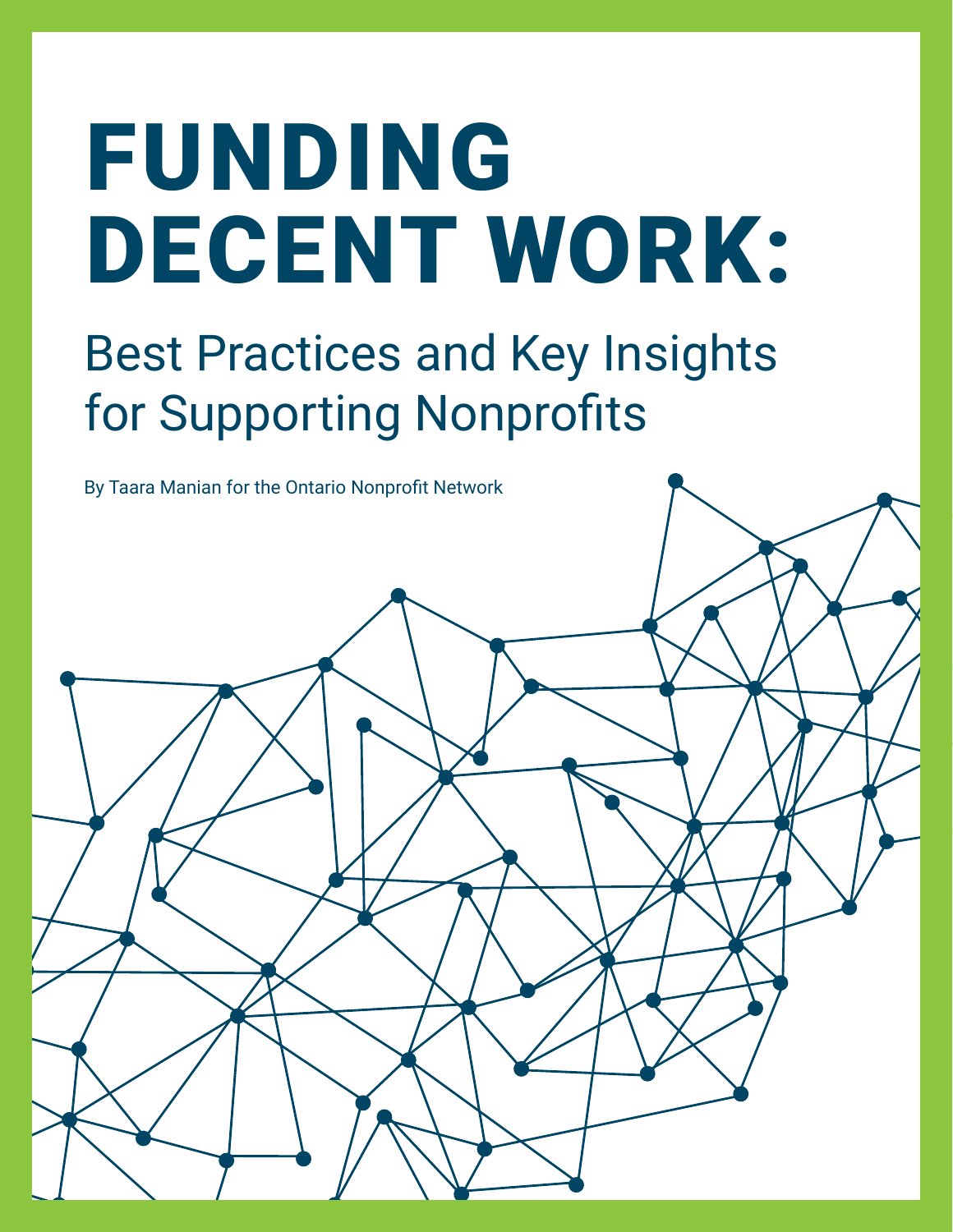# FUNDING DECENT WORK:

## Best Practices and Key Insights for Supporting Nonprofits

By Taara Manian for the Ontario Nonprofit Network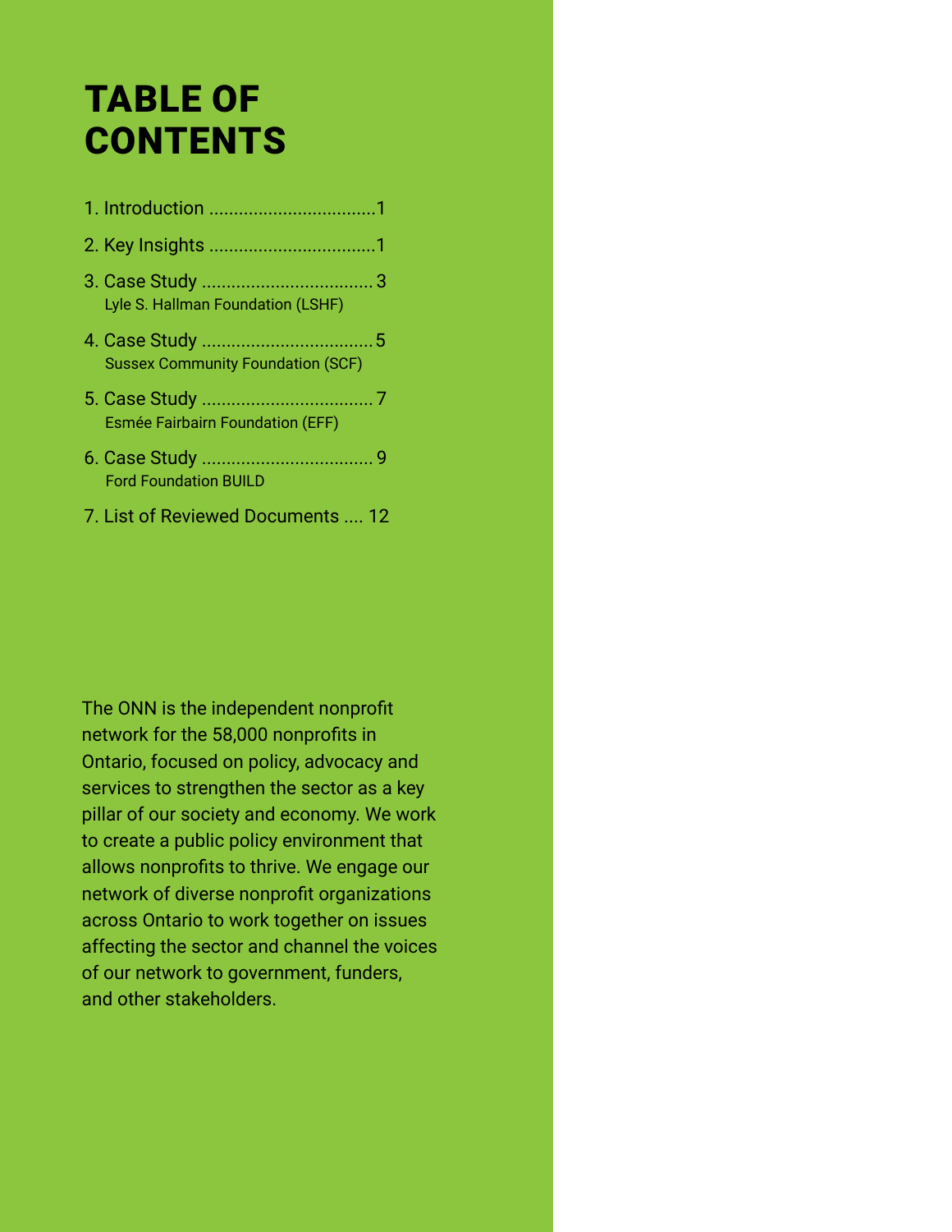# TABLE OF CONTENTS

1. Introduction .................................1
2. Key Insights .................................1
3. Case Study .................................. 3
   Lyle S. Hallman Foundation (LSHF)
4. Case Study .................................. 5
   Sussex Community Foundation (SCF)
5. Case Study .................................. 7
   Esmée Fairbairn Foundation (EFF)
6. Case Study .................................. 9
   Ford Foundation BUILD
7. List of Reviewed Documents .... 12

The ONN is the independent nonprofit network for the 58,000 nonprofits in Ontario, focused on policy, advocacy and services to strengthen the sector as a key pillar of our society and economy. We work to create a public policy environment that allows nonprofits to thrive. We engage our network of diverse nonprofit organizations across Ontario to work together on issues affecting the sector and channel the voices of our network to government, funders, and other stakeholders.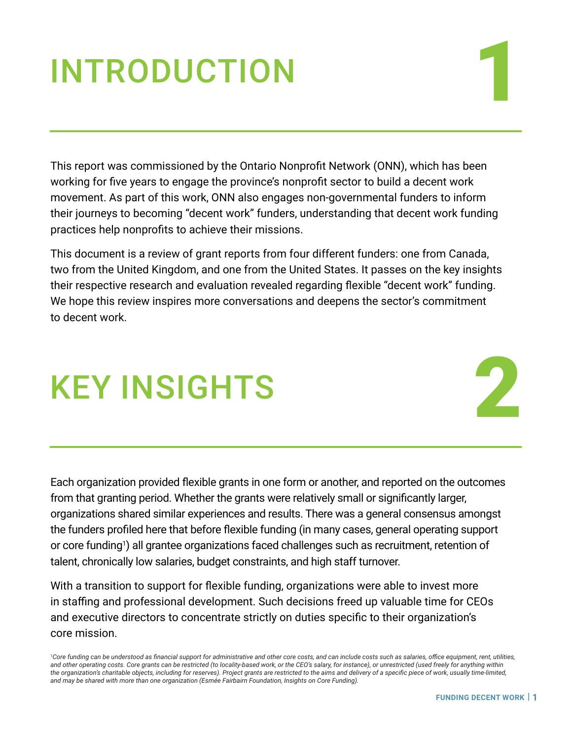# INTRODUCTION

# 1

This report was commissioned by the Ontario Nonprofit Network (ONN), which has been working for five years to engage the province's nonprofit sector to build a decent work movement. As part of this work, ONN also engages non-governmental funders to inform their journeys to becoming "decent work" funders, understanding that decent work funding practices help nonprofits to achieve their missions.

This document is a review of grant reports from four different funders: one from Canada, two from the United Kingdom, and one from the United States. It passes on the key insights their respective research and evaluation revealed regarding flexible "decent work" funding. We hope this review inspires more conversations and deepens the sector's commitment to decent work.

# KEY INSIGHTS

# 2

Each organization provided flexible grants in one form or another, and reported on the outcomes from that granting period. Whether the grants were relatively small or significantly larger, organizations shared similar experiences and results. There was a general consensus amongst the funders profiled here that before flexible funding (in many cases, general operating support or core funding[1]) all grantee organizations faced challenges such as recruitment, retention of talent, chronically low salaries, budget constraints, and high staff turnover.

With a transition to support for flexible funding, organizations were able to invest more in staffing and professional development. Such decisions freed up valuable time for CEOs and executive directors to concentrate strictly on duties specific to their organization's core mission.

[1] *Core funding can be understood as financial support for administrative and other core costs, and can include costs such as salaries, office equipment, rent, utilities, and other operating costs. Core grants can be restricted (to locality-based work, or the CEO's salary, for instance), or unrestricted (used freely for anything within the organization's charitable objects, including for reserves). Project grants are restricted to the aims and delivery of a specific piece of work, usually time-limited, and may be shared with more than one organization (Esmée Fairbairn Foundation, Insights on Core Funding).*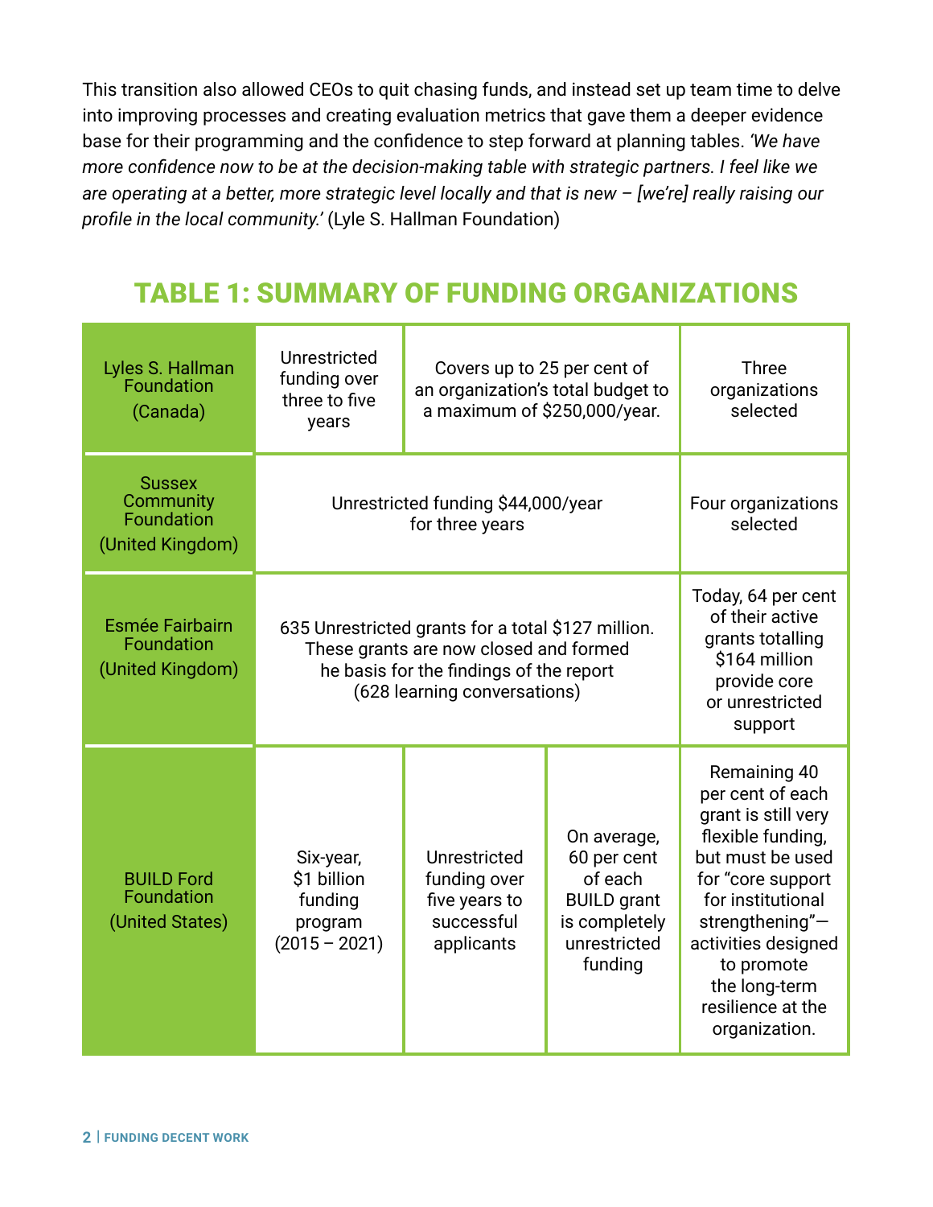This transition also allowed CEOs to quit chasing funds, and instead set up team time to delve into improving processes and creating evaluation metrics that gave them a deeper evidence base for their programming and the confidence to step forward at planning tables. *'We have more confidence now to be at the decision-making table with strategic partners. I feel like we are operating at a better, more strategic level locally and that is new – [we're] really raising our profile in the local community.'* (Lyle S. Hallman Foundation)

## TABLE 1: SUMMARY OF FUNDING ORGANIZATIONS

| | | | | |
|---|---|---|---|---|
| Lyles S. Hallman Foundation (Canada) | Unrestricted funding over three to five years | Covers up to 25 per cent of an organization's total budget to a maximum of $250,000/year. | | Three organizations selected |
| Sussex Community Foundation (United Kingdom) | Unrestricted funding $44,000/year for three years | | | Four organizations selected |
| Esmée Fairbairn Foundation (United Kingdom) | 635 Unrestricted grants for a total $127 million. These grants are now closed and formed he basis for the findings of the report (628 learning conversations) | | | Today, 64 per cent of their active grants totalling $164 million provide core or unrestricted support |
| BUILD Ford Foundation (United States) | Six-year, $1 billion funding program (2015 – 2021) | Unrestricted funding over five years to successful applicants | On average, 60 per cent of each BUILD grant is completely unrestricted funding | Remaining 40 per cent of each grant is still very flexible funding, but must be used for "core support for institutional strengthening"—activities designed to promote the long-term resilience at the organization. |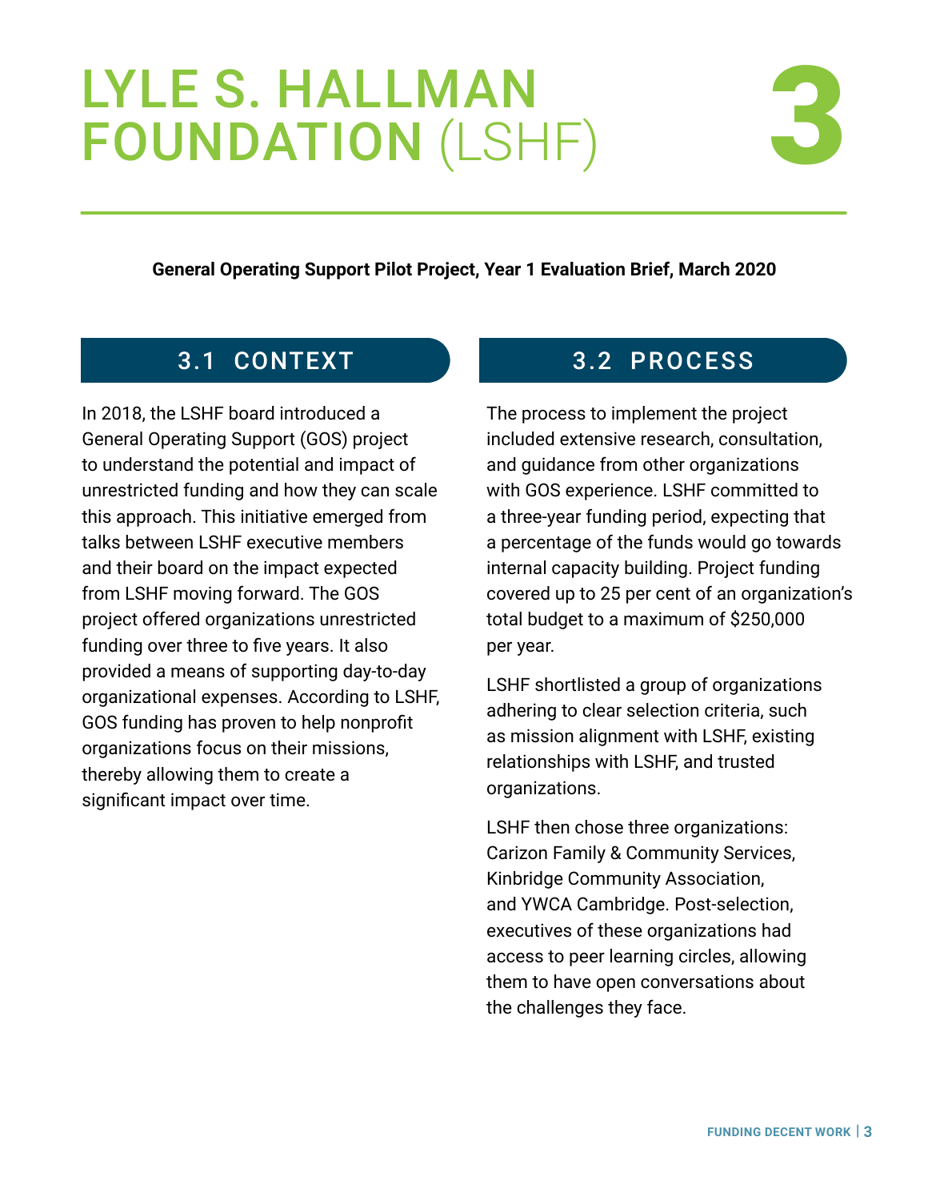# LYLE S. HALLMAN FOUNDATION (LSHF) 3

**General Operating Support Pilot Project, Year 1 Evaluation Brief, March 2020**

## 3.1 CONTEXT

In 2018, the LSHF board introduced a General Operating Support (GOS) project to understand the potential and impact of unrestricted funding and how they can scale this approach. This initiative emerged from talks between LSHF executive members and their board on the impact expected from LSHF moving forward. The GOS project offered organizations unrestricted funding over three to five years. It also provided a means of supporting day-to-day organizational expenses. According to LSHF, GOS funding has proven to help nonprofit organizations focus on their missions, thereby allowing them to create a significant impact over time.

## 3.2 PROCESS

The process to implement the project included extensive research, consultation, and guidance from other organizations with GOS experience. LSHF committed to a three-year funding period, expecting that a percentage of the funds would go towards internal capacity building. Project funding covered up to 25 per cent of an organization's total budget to a maximum of $250,000 per year.

LSHF shortlisted a group of organizations adhering to clear selection criteria, such as mission alignment with LSHF, existing relationships with LSHF, and trusted organizations.

LSHF then chose three organizations: Carizon Family & Community Services, Kinbridge Community Association, and YWCA Cambridge. Post-selection, executives of these organizations had access to peer learning circles, allowing them to have open conversations about the challenges they face.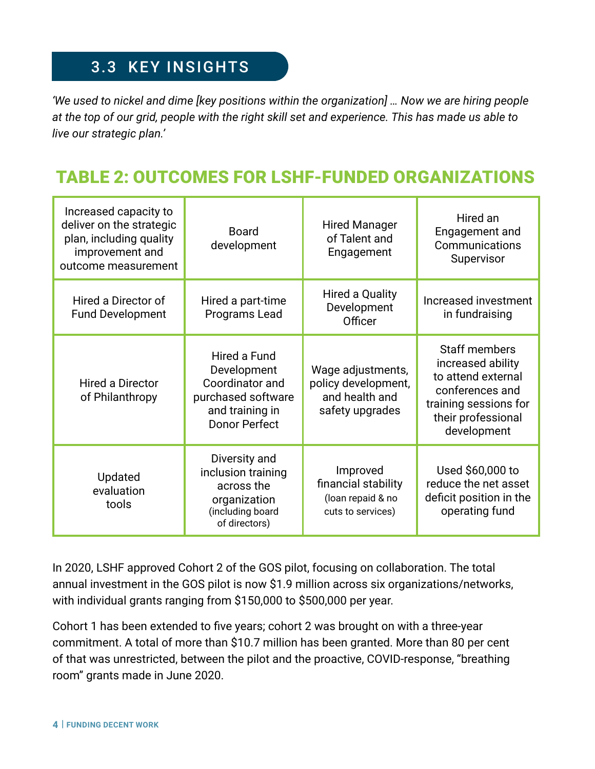## 3.3 KEY INSIGHTS

*'We used to nickel and dime [key positions within the organization] … Now we are hiring people at the top of our grid, people with the right skill set and experience. This has made us able to live our strategic plan.'*

## TABLE 2: OUTCOMES FOR LSHF-FUNDED ORGANIZATIONS

| | | | |
|---|---|---|---|
| Increased capacity to deliver on the strategic plan, including quality improvement and outcome measurement | Board development | Hired Manager of Talent and Engagement | Hired an Engagement and Communications Supervisor |
| Hired a Director of Fund Development | Hired a part-time Programs Lead | Hired a Quality Development Officer | Increased investment in fundraising |
| Hired a Director of Philanthropy | Hired a Fund Development Coordinator and purchased software and training in Donor Perfect | Wage adjustments, policy development, and health and safety upgrades | Staff members increased ability to attend external conferences and training sessions for their professional development |
| Updated evaluation tools | Diversity and inclusion training across the organization (including board of directors) | Improved financial stability (loan repaid & no cuts to services) | Used $60,000 to reduce the net asset deficit position in the operating fund |

In 2020, LSHF approved Cohort 2 of the GOS pilot, focusing on collaboration. The total annual investment in the GOS pilot is now $1.9 million across six organizations/networks, with individual grants ranging from $150,000 to $500,000 per year.

Cohort 1 has been extended to five years; cohort 2 was brought on with a three-year commitment. A total of more than $10.7 million has been granted. More than 80 per cent of that was unrestricted, between the pilot and the proactive, COVID-response, "breathing room" grants made in June 2020.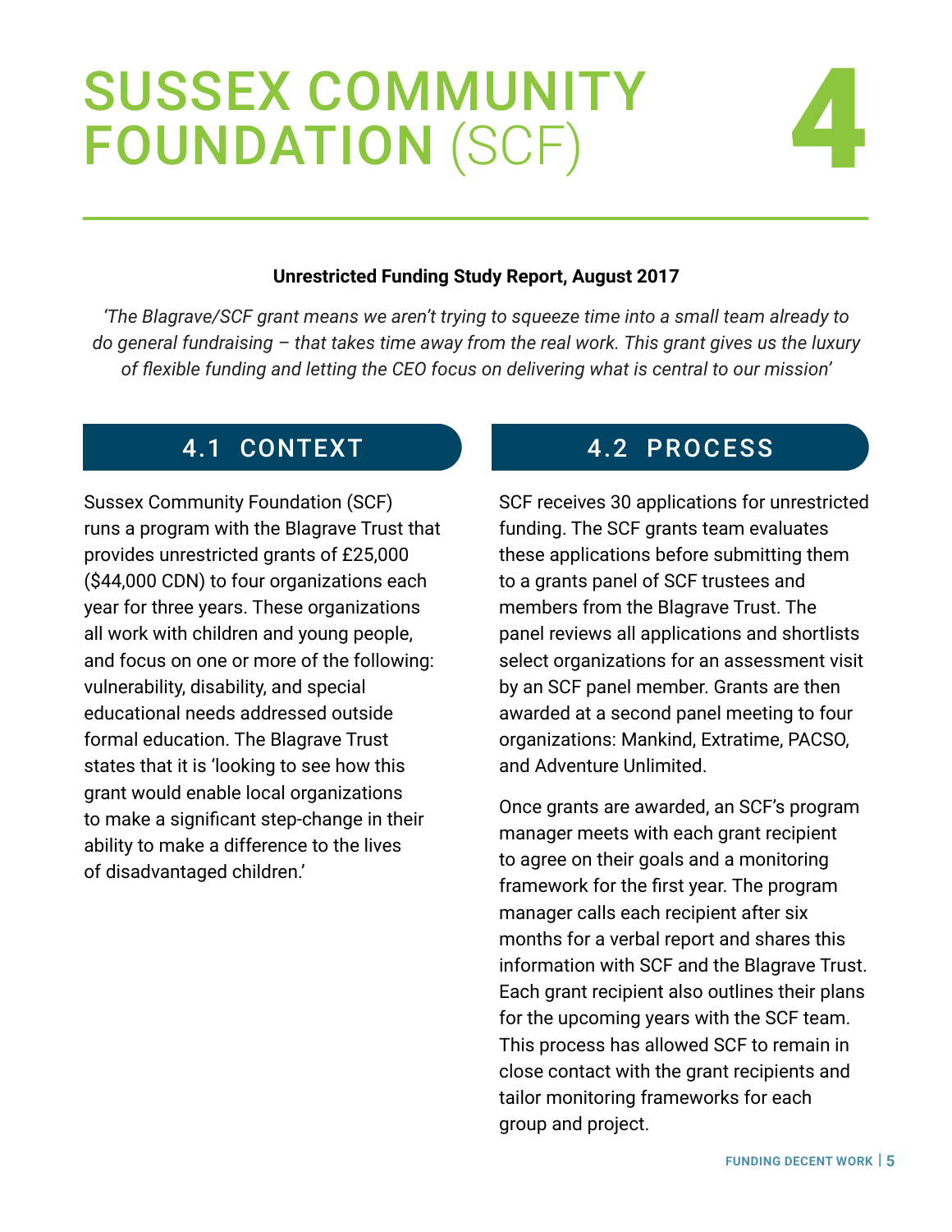# SUSSEX COMMUNITY FOUNDATION (SCF) 4

**Unrestricted Funding Study Report, August 2017**

*'The Blagrave/SCF grant means we aren't trying to squeeze time into a small team already to do general fundraising – that takes time away from the real work. This grant gives us the luxury of flexible funding and letting the CEO focus on delivering what is central to our mission'*

## 4.1 CONTEXT

Sussex Community Foundation (SCF) runs a program with the Blagrave Trust that provides unrestricted grants of £25,000 ($44,000 CDN) to four organizations each year for three years. These organizations all work with children and young people, and focus on one or more of the following: vulnerability, disability, and special educational needs addressed outside formal education. The Blagrave Trust states that it is 'looking to see how this grant would enable local organizations to make a significant step-change in their ability to make a difference to the lives of disadvantaged children.'

## 4.2 PROCESS

SCF receives 30 applications for unrestricted funding. The SCF grants team evaluates these applications before submitting them to a grants panel of SCF trustees and members from the Blagrave Trust. The panel reviews all applications and shortlists select organizations for an assessment visit by an SCF panel member. Grants are then awarded at a second panel meeting to four organizations: Mankind, Extratime, PACSO, and Adventure Unlimited.

Once grants are awarded, an SCF's program manager meets with each grant recipient to agree on their goals and a monitoring framework for the first year. The program manager calls each recipient after six months for a verbal report and shares this information with SCF and the Blagrave Trust. Each grant recipient also outlines their plans for the upcoming years with the SCF team. This process has allowed SCF to remain in close contact with the grant recipients and tailor monitoring frameworks for each group and project.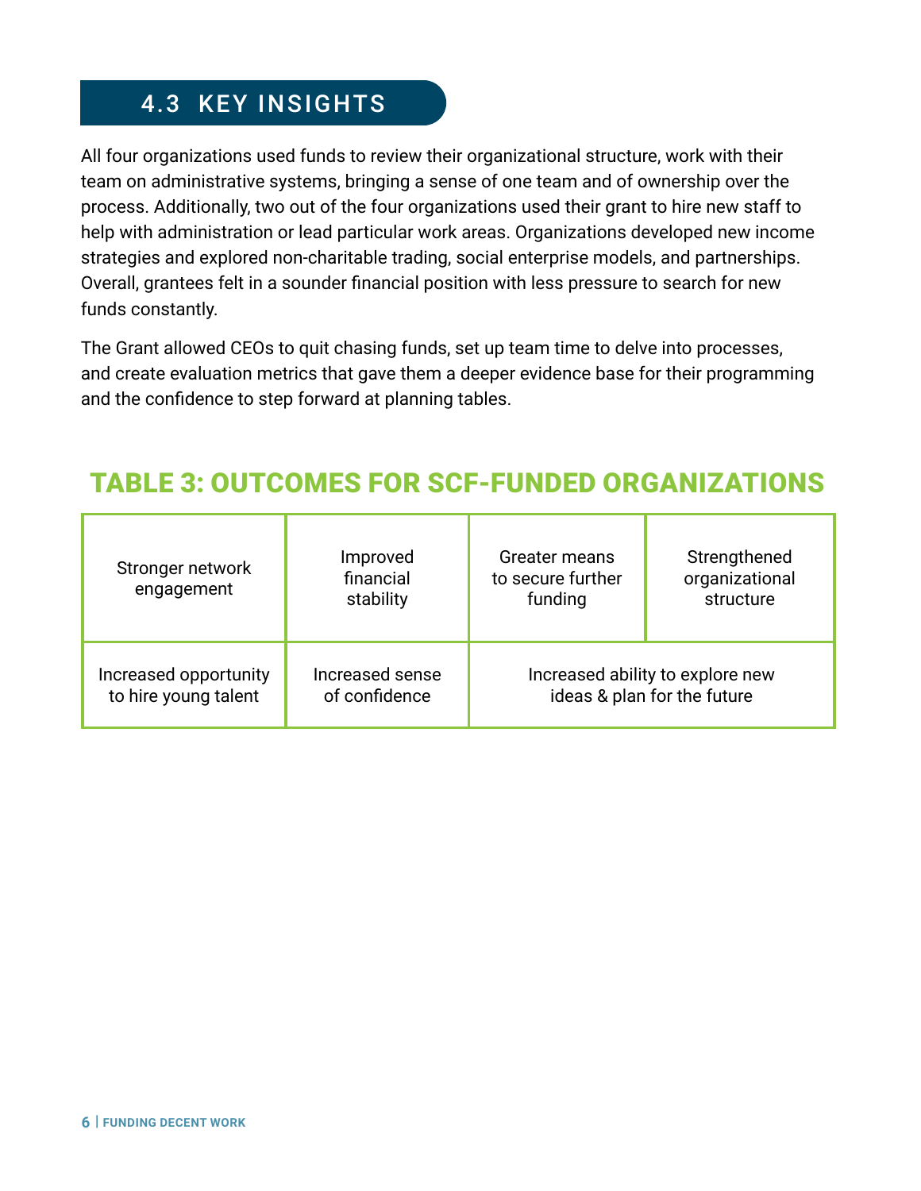## 4.3 KEY INSIGHTS

All four organizations used funds to review their organizational structure, work with their team on administrative systems, bringing a sense of one team and of ownership over the process. Additionally, two out of the four organizations used their grant to hire new staff to help with administration or lead particular work areas. Organizations developed new income strategies and explored non-charitable trading, social enterprise models, and partnerships. Overall, grantees felt in a sounder financial position with less pressure to search for new funds constantly.

The Grant allowed CEOs to quit chasing funds, set up team time to delve into processes, and create evaluation metrics that gave them a deeper evidence base for their programming and the confidence to step forward at planning tables.

### TABLE 3: OUTCOMES FOR SCF-FUNDED ORGANIZATIONS

| | | | |
|---|---|---|---|
| Stronger network engagement | Improved financial stability | Greater means to secure further funding | Strengthened organizational structure |
| Increased opportunity to hire young talent | Increased sense of confidence | Increased ability to explore new ideas & plan for the future | |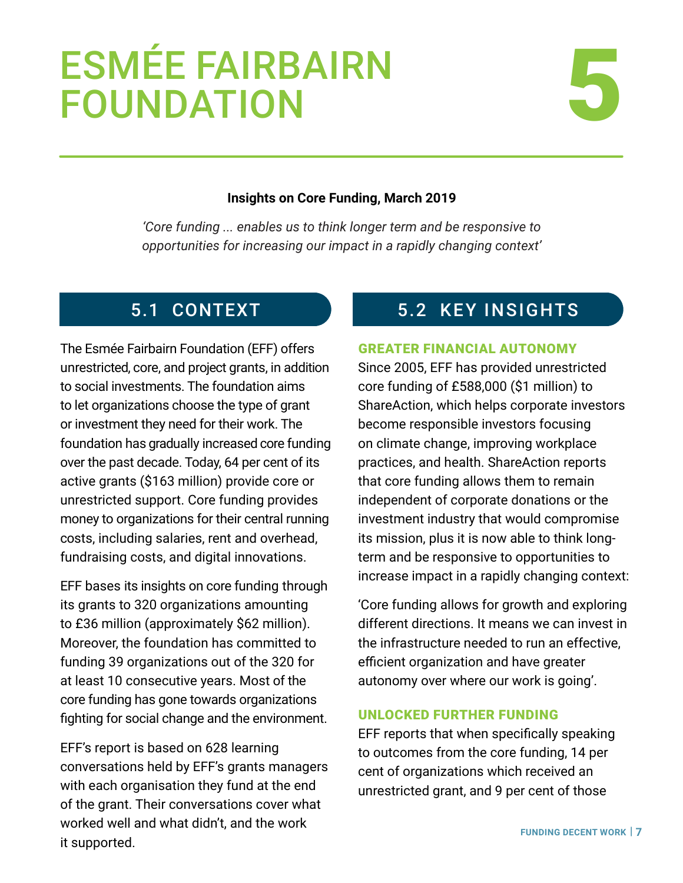# ESMÉE FAIRBAIRN FOUNDATION 5

**Insights on Core Funding, March 2019**

*'Core funding ... enables us to think longer term and be responsive to opportunities for increasing our impact in a rapidly changing context'*

## 5.1 CONTEXT

The Esmée Fairbairn Foundation (EFF) offers unrestricted, core, and project grants, in addition to social investments. The foundation aims to let organizations choose the type of grant or investment they need for their work. The foundation has gradually increased core funding over the past decade. Today, 64 per cent of its active grants ($163 million) provide core or unrestricted support. Core funding provides money to organizations for their central running costs, including salaries, rent and overhead, fundraising costs, and digital innovations.

EFF bases its insights on core funding through its grants to 320 organizations amounting to £36 million (approximately $62 million). Moreover, the foundation has committed to funding 39 organizations out of the 320 for at least 10 consecutive years. Most of the core funding has gone towards organizations fighting for social change and the environment.

EFF's report is based on 628 learning conversations held by EFF's grants managers with each organisation they fund at the end of the grant. Their conversations cover what worked well and what didn't, and the work it supported.

## 5.2 KEY INSIGHTS

### GREATER FINANCIAL AUTONOMY

Since 2005, EFF has provided unrestricted core funding of £588,000 ($1 million) to ShareAction, which helps corporate investors become responsible investors focusing on climate change, improving workplace practices, and health. ShareAction reports that core funding allows them to remain independent of corporate donations or the investment industry that would compromise its mission, plus it is now able to think long-term and be responsive to opportunities to increase impact in a rapidly changing context:

'Core funding allows for growth and exploring different directions. It means we can invest in the infrastructure needed to run an effective, efficient organization and have greater autonomy over where our work is going'.

### UNLOCKED FURTHER FUNDING

EFF reports that when specifically speaking to outcomes from the core funding, 14 per cent of organizations which received an unrestricted grant, and 9 per cent of those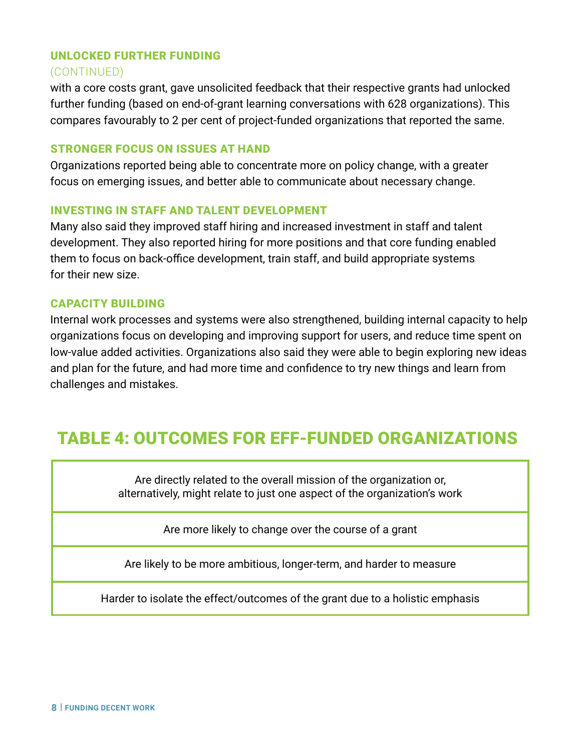### UNLOCKED FURTHER FUNDING

(CONTINUED)

with a core costs grant, gave unsolicited feedback that their respective grants had unlocked further funding (based on end-of-grant learning conversations with 628 organizations). This compares favourably to 2 per cent of project-funded organizations that reported the same.

### STRONGER FOCUS ON ISSUES AT HAND

Organizations reported being able to concentrate more on policy change, with a greater focus on emerging issues, and better able to communicate about necessary change.

### INVESTING IN STAFF AND TALENT DEVELOPMENT

Many also said they improved staff hiring and increased investment in staff and talent development. They also reported hiring for more positions and that core funding enabled them to focus on back-office development, train staff, and build appropriate systems for their new size.

### CAPACITY BUILDING

Internal work processes and systems were also strengthened, building internal capacity to help organizations focus on developing and improving support for users, and reduce time spent on low-value added activities. Organizations also said they were able to begin exploring new ideas and plan for the future, and had more time and confidence to try new things and learn from challenges and mistakes.

## TABLE 4: OUTCOMES FOR EFF-FUNDED ORGANIZATIONS

| Outcomes for EFF-funded organizations |
|---|
| Are directly related to the overall mission of the organization or, alternatively, might relate to just one aspect of the organization's work |
| Are more likely to change over the course of a grant |
| Are likely to be more ambitious, longer-term, and harder to measure |
| Harder to isolate the effect/outcomes of the grant due to a holistic emphasis |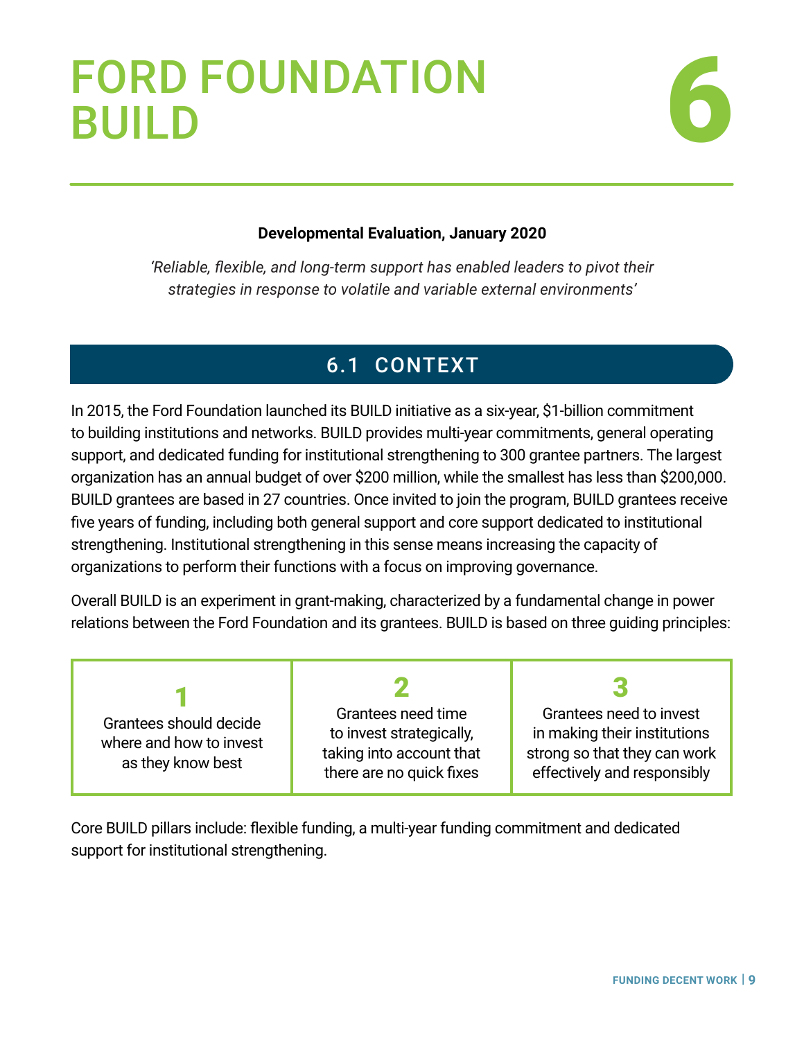# FORD FOUNDATION BUILD

# 6

**Developmental Evaluation, January 2020**

*'Reliable, flexible, and long-term support has enabled leaders to pivot their strategies in response to volatile and variable external environments'*

## 6.1 CONTEXT

In 2015, the Ford Foundation launched its BUILD initiative as a six-year, $1-billion commitment to building institutions and networks. BUILD provides multi-year commitments, general operating support, and dedicated funding for institutional strengthening to 300 grantee partners. The largest organization has an annual budget of over $200 million, while the smallest has less than $200,000. BUILD grantees are based in 27 countries. Once invited to join the program, BUILD grantees receive five years of funding, including both general support and core support dedicated to institutional strengthening. Institutional strengthening in this sense means increasing the capacity of organizations to perform their functions with a focus on improving governance.

Overall BUILD is an experiment in grant-making, characterized by a fundamental change in power relations between the Ford Foundation and its grantees. BUILD is based on three guiding principles:

| 1 | 2 | 3 |
|---|---|---|
| Grantees should decide where and how to invest as they know best | Grantees need time to invest strategically, taking into account that there are no quick fixes | Grantees need to invest in making their institutions strong so that they can work effectively and responsibly |

Core BUILD pillars include: flexible funding, a multi-year funding commitment and dedicated support for institutional strengthening.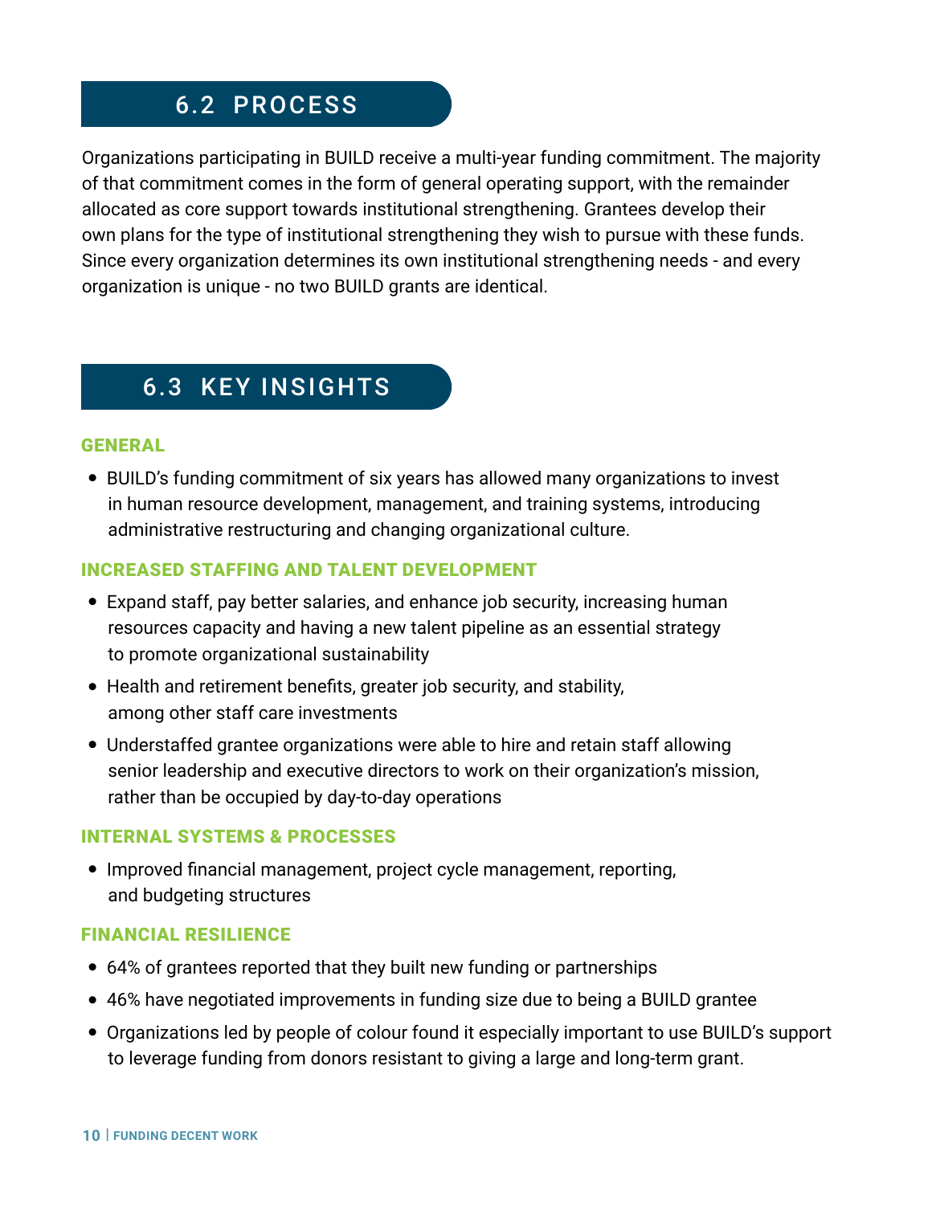## 6.2 PROCESS

Organizations participating in BUILD receive a multi-year funding commitment. The majority of that commitment comes in the form of general operating support, with the remainder allocated as core support towards institutional strengthening. Grantees develop their own plans for the type of institutional strengthening they wish to pursue with these funds. Since every organization determines its own institutional strengthening needs - and every organization is unique - no two BUILD grants are identical.

## 6.3 KEY INSIGHTS

### GENERAL

- BUILD's funding commitment of six years has allowed many organizations to invest in human resource development, management, and training systems, introducing administrative restructuring and changing organizational culture.

### INCREASED STAFFING AND TALENT DEVELOPMENT

- Expand staff, pay better salaries, and enhance job security, increasing human resources capacity and having a new talent pipeline as an essential strategy to promote organizational sustainability
- Health and retirement benefits, greater job security, and stability, among other staff care investments
- Understaffed grantee organizations were able to hire and retain staff allowing senior leadership and executive directors to work on their organization's mission, rather than be occupied by day-to-day operations

### INTERNAL SYSTEMS & PROCESSES

- Improved financial management, project cycle management, reporting, and budgeting structures

### FINANCIAL RESILIENCE

- 64% of grantees reported that they built new funding or partnerships
- 46% have negotiated improvements in funding size due to being a BUILD grantee
- Organizations led by people of colour found it especially important to use BUILD's support to leverage funding from donors resistant to giving a large and long-term grant.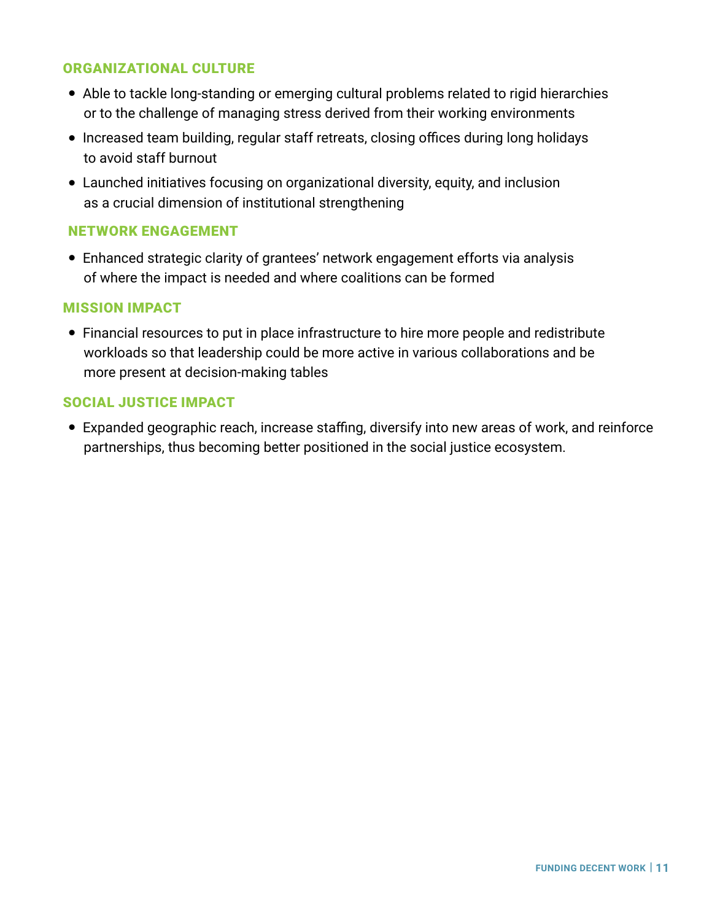### ORGANIZATIONAL CULTURE

- Able to tackle long-standing or emerging cultural problems related to rigid hierarchies or to the challenge of managing stress derived from their working environments
- Increased team building, regular staff retreats, closing offices during long holidays to avoid staff burnout
- Launched initiatives focusing on organizational diversity, equity, and inclusion as a crucial dimension of institutional strengthening

### NETWORK ENGAGEMENT

- Enhanced strategic clarity of grantees' network engagement efforts via analysis of where the impact is needed and where coalitions can be formed

### MISSION IMPACT

- Financial resources to put in place infrastructure to hire more people and redistribute workloads so that leadership could be more active in various collaborations and be more present at decision-making tables

### SOCIAL JUSTICE IMPACT

- Expanded geographic reach, increase staffing, diversify into new areas of work, and reinforce partnerships, thus becoming better positioned in the social justice ecosystem.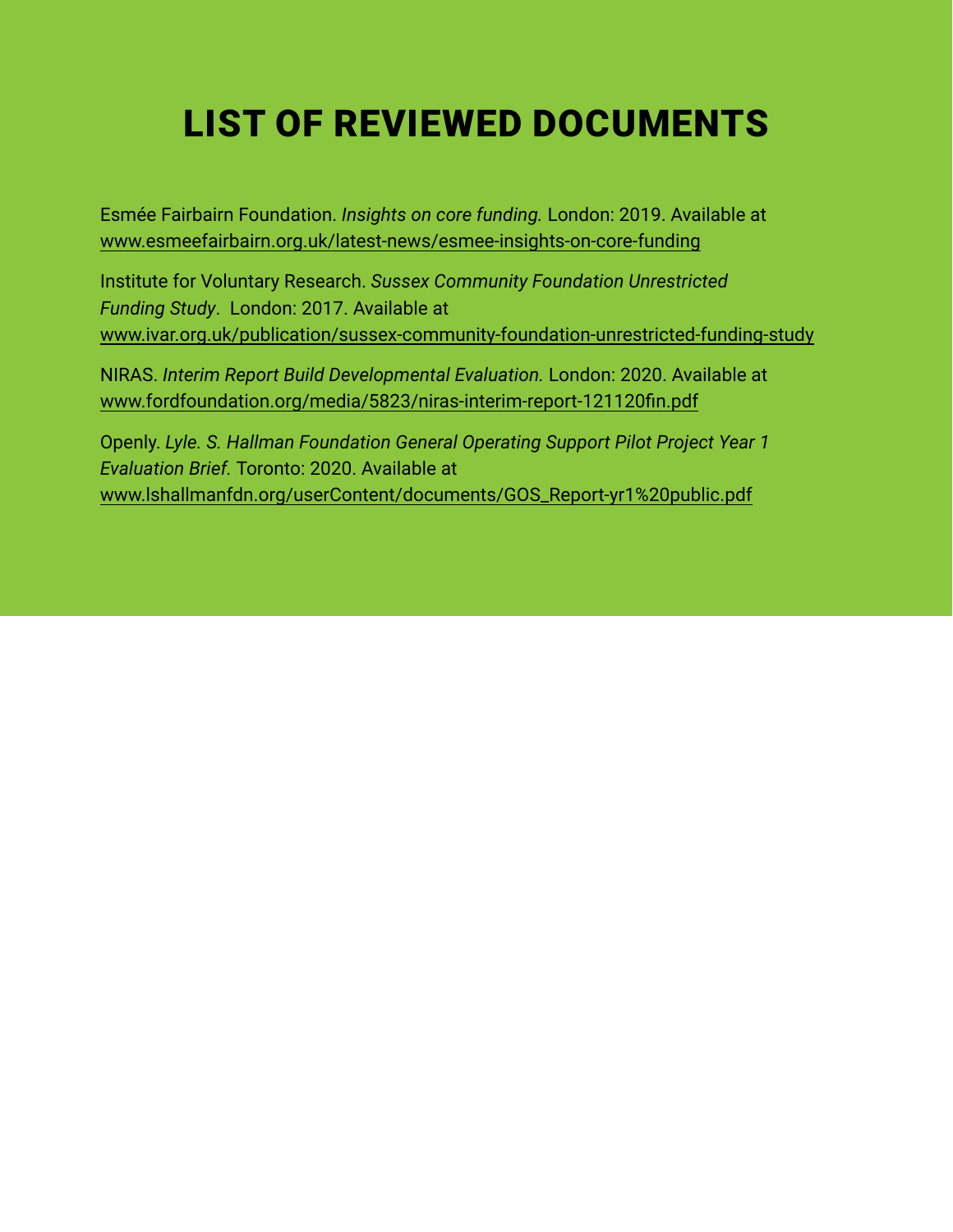# LIST OF REVIEWED DOCUMENTS

Esmée Fairbairn Foundation. *Insights on core funding.* London: 2019. Available at www.esmeefairbairn.org.uk/latest-news/esmee-insights-on-core-funding

Institute for Voluntary Research. *Sussex Community Foundation Unrestricted Funding Study*. London: 2017. Available at www.ivar.org.uk/publication/sussex-community-foundation-unrestricted-funding-study

NIRAS. *Interim Report Build Developmental Evaluation.* London: 2020. Available at www.fordfoundation.org/media/5823/niras-interim-report-121120fin.pdf

Openly. *Lyle. S. Hallman Foundation General Operating Support Pilot Project Year 1 Evaluation Brief.* Toronto: 2020. Available at www.lshallmanfdn.org/userContent/documents/GOS_Report-yr1%20public.pdf